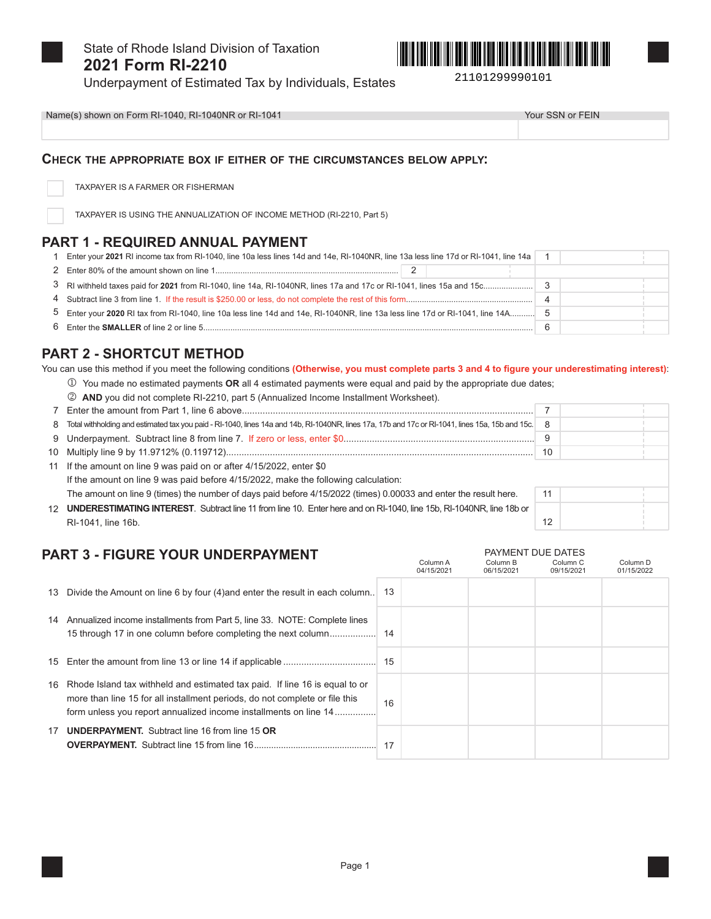State of Rhode Island Division of Taxation

# 2021 Form RI-2210

Underpayment of Estimated Tax by Individuals, Estates

21101299990101

| Name(s) shown on Form RI-1040, RI-1040NR or RI-1041 | Your SSN or FEIN |
|---|---|
| | |

## Check the appropriate box if either of the circumstances below apply:

☐ TAXPAYER IS A FARMER OR FISHERMAN

☐ TAXPAYER IS USING THE ANNUALIZATION OF INCOME METHOD (RI-2210, Part 5)

## PART 1 - REQUIRED ANNUAL PAYMENT

| | | | |
|---|---|---|---|
| 1 | Enter your **2021** RI income tax from RI-1040, line 10a less lines 14d and 14e, RI-1040NR, line 13a less line 17d or RI-1041, line 14a | 1 | |
| 2 | Enter 80% of the amount shown on line 1 .......... 2 | | |
| 3 | RI withheld taxes paid for **2021** from RI-1040, line 14a, RI-1040NR, lines 17a and 17c or RI-1041, lines 15a and 15c | 3 | |
| 4 | Subtract line 3 from line 1. If the result is $250.00 or less, do not complete the rest of this form | 4 | |
| 5 | Enter your **2020** RI tax from RI-1040, line 10a less line 14d and 14e, RI-1040NR, line 13a less line 17d or RI-1041, line 14A | 5 | |
| 6 | Enter the **SMALLER** of line 2 or line 5 | 6 | |

## PART 2 - SHORTCUT METHOD

You can use this method if you meet the following conditions **(Otherwise, you must complete parts 3 and 4 to figure your underestimating interest)**:

① You made no estimated payments **OR** all 4 estimated payments were equal and paid by the appropriate due dates;

② **AND** you did not complete RI-2210, part 5 (Annualized Income Installment Worksheet).

| | | | |
|---|---|---|---|
| 7 | Enter the amount from Part 1, line 6 above | 7 | |
| 8 | Total withholding and estimated tax you paid - RI-1040, lines 14a and 14b, RI-1040NR, lines 17a, 17b and 17c or RI-1041, lines 15a, 15b and 15c | 8 | |
| 9 | Underpayment. Subtract line 8 from line 7. If zero or less, enter $0 | 9 | |
| 10 | Multiply line 9 by 11.9712% (0.119712) | 10 | |
| 11 | If the amount on line 9 was paid on or after 4/15/2022, enter $0<br>If the amount on line 9 was paid before 4/15/2022, make the following calculation:<br>The amount on line 9 (times) the number of days paid before 4/15/2022 (times) 0.00033 and enter the result here. | 11 | |
| 12 | **UNDERESTIMATING INTEREST**. Subtract line 11 from line 10. Enter here and on RI-1040, line 15b, RI-1040NR, line 18b or RI-1041, line 16b. | 12 | |

## PART 3 - FIGURE YOUR UNDERPAYMENT

| | | | Column A 04/15/2021 | Column B 06/15/2021 | Column C 09/15/2021 | Column D 01/15/2022 |
|---|---|---|---|---|---|---|
| 13 | Divide the Amount on line 6 by four (4)and enter the result in each column | 13 | | | | |
| 14 | Annualized income installments from Part 5, line 33. NOTE: Complete lines 15 through 17 in one column before completing the next column | 14 | | | | |
| 15 | Enter the amount from line 13 or line 14 if applicable | 15 | | | | |
| 16 | Rhode Island tax withheld and estimated tax paid. If line 16 is equal to or more than line 15 for all installment periods, do not complete or file this form unless you report annualized income installments on line 14 | 16 | | | | |
| 17 | **UNDERPAYMENT.** Subtract line 16 from line 15 **OR** **OVERPAYMENT.** Subtract line 15 from line 16 | 17 | | | | |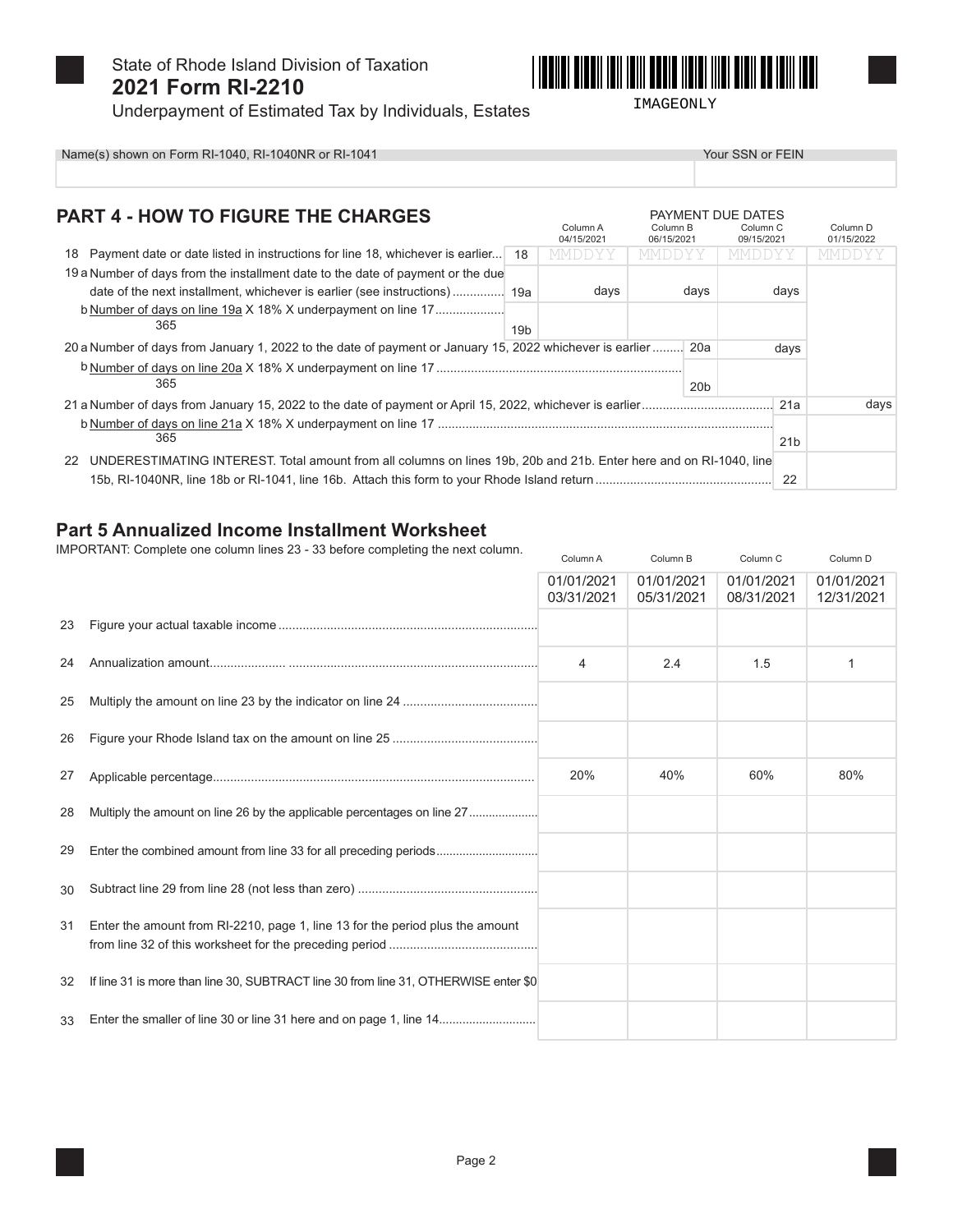State of Rhode Island Division of Taxation

# 2021 Form RI-2210

Underpayment of Estimated Tax by Individuals, Estates

IMAGEONLY

| Name(s) shown on Form RI-1040, RI-1040NR or RI-1041 | Your SSN or FEIN |
|---|---|
| | |

## PART 4 - HOW TO FIGURE THE CHARGES

| | | | PAYMENT DUE DATES | | | |
|---|---|---|---|---|---|---|
| | | | Column A 04/15/2021 | Column B 06/15/2021 | Column C 09/15/2021 | Column D 01/15/2022 |
| 18 | Payment date or date listed in instructions for line 18, whichever is earlier | 18 | MMDDYY | MMDDYY | MMDDYY | MMDDYY |
| 19 a | Number of days from the installment date to the date of payment or the due date of the next installment, whichever is earlier (see instructions) | 19a | days | days | days | |
| b | $\frac{\text{Number of days on line 19a}}{365}$ X 18% X underpayment on line 17 | 19b | | | | |
| 20 a | Number of days from January 1, 2022 to the date of payment or January 15, 2022 whichever is earlier | 20a | | | days | |
| b | $\frac{\text{Number of days on line 20a}}{365}$ X 18% X underpayment on line 17 | 20b | | | | |
| 21 a | Number of days from January 15, 2022 to the date of payment or April 15, 2022, whichever is earlier | 21a | | | | days |
| b | $\frac{\text{Number of days on line 21a}}{365}$ X 18% X underpayment on line 17 | 21b | | | | |
| 22 | UNDERESTIMATING INTEREST. Total amount from all columns on lines 19b, 20b and 21b. Enter here and on RI-1040, line 15b, RI-1040NR, line 18b or RI-1041, line 16b. Attach this form to your Rhode Island return | 22 | | | | |

## Part 5 Annualized Income Installment Worksheet

IMPORTANT: Complete one column lines 23 - 33 before completing the next column.

| | | Column A | Column B | Column C | Column D |
|---|---|---|---|---|---|
| | | 01/01/2021 03/31/2021 | 01/01/2021 05/31/2021 | 01/01/2021 08/31/2021 | 01/01/2021 12/31/2021 |
| 23 | Figure your actual taxable income | | | | |
| 24 | Annualization amount | 4 | 2.4 | 1.5 | 1 |
| 25 | Multiply the amount on line 23 by the indicator on line 24 | | | | |
| 26 | Figure your Rhode Island tax on the amount on line 25 | | | | |
| 27 | Applicable percentage | 20% | 40% | 60% | 80% |
| 28 | Multiply the amount on line 26 by the applicable percentages on line 27 | | | | |
| 29 | Enter the combined amount from line 33 for all preceding periods | | | | |
| 30 | Subtract line 29 from line 28 (not less than zero) | | | | |
| 31 | Enter the amount from RI-2210, page 1, line 13 for the period plus the amount from line 32 of this worksheet for the preceding period | | | | |
| 32 | If line 31 is more than line 30, SUBTRACT line 30 from line 31, OTHERWISE enter $0 | | | | |
| 33 | Enter the smaller of line 30 or line 31 here and on page 1, line 14 | | | | |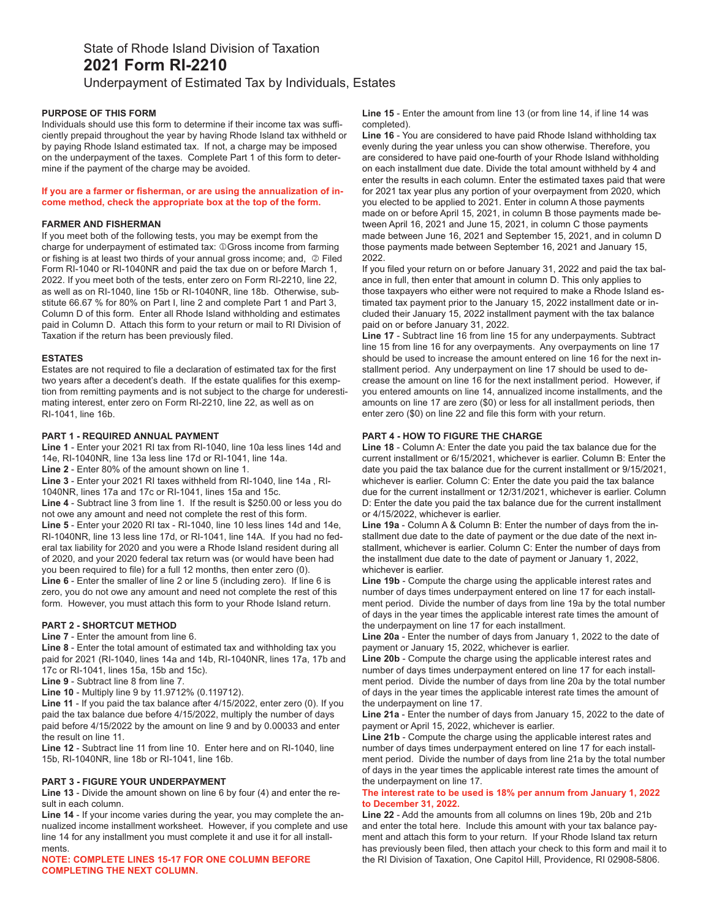State of Rhode Island Division of Taxation

# 2021 Form RI-2210

Underpayment of Estimated Tax by Individuals, Estates

### PURPOSE OF THIS FORM

Individuals should use this form to determine if their income tax was sufficiently prepaid throughout the year by having Rhode Island tax withheld or by paying Rhode Island estimated tax. If not, a charge may be imposed on the underpayment of the taxes. Complete Part 1 of this form to determine if the payment of the charge may be avoided.

**If you are a farmer or fisherman, or are using the annualization of income method, check the appropriate box at the top of the form.**

### FARMER AND FISHERMAN

If you meet both of the following tests, you may be exempt from the charge for underpayment of estimated tax: ①Gross income from farming or fishing is at least two thirds of your annual gross income; and, ② Filed Form RI-1040 or RI-1040NR and paid the tax due on or before March 1, 2022. If you meet both of the tests, enter zero on Form RI-2210, line 22, as well as on RI-1040, line 15b or RI-1040NR, line 18b. Otherwise, substitute 66.67 % for 80% on Part I, line 2 and complete Part 1 and Part 3, Column D of this form. Enter all Rhode Island withholding and estimates paid in Column D. Attach this form to your return or mail to RI Division of Taxation if the return has been previously filed.

### ESTATES

Estates are not required to file a declaration of estimated tax for the first two years after a decedent's death. If the estate qualifies for this exemption from remitting payments and is not subject to the charge for underestimating interest, enter zero on Form RI-2210, line 22, as well as on RI-1041, line 16b.

### PART 1 - REQUIRED ANNUAL PAYMENT

**Line 1** - Enter your 2021 RI tax from RI-1040, line 10a less lines 14d and 14e, RI-1040NR, line 13a less line 17d or RI-1041, line 14a.

**Line 2** - Enter 80% of the amount shown on line 1.

**Line 3** - Enter your 2021 RI taxes withheld from RI-1040, line 14a , RI-1040NR, lines 17a and 17c or RI-1041, lines 15a and 15c.

**Line 4** - Subtract line 3 from line 1. If the result is $250.00 or less you do not owe any amount and need not complete the rest of this form.

**Line 5** - Enter your 2020 RI tax - RI-1040, line 10 less lines 14d and 14e, RI-1040NR, line 13 less line 17d, or RI-1041, line 14A. If you had no federal tax liability for 2020 and you were a Rhode Island resident during all of 2020, and your 2020 federal tax return was (or would have been had you been required to file) for a full 12 months, then enter zero (0).

**Line 6** - Enter the smaller of line 2 or line 5 (including zero). If line 6 is zero, you do not owe any amount and need not complete the rest of this form. However, you must attach this form to your Rhode Island return.

### PART 2 - SHORTCUT METHOD

**Line 7** - Enter the amount from line 6.

**Line 8** - Enter the total amount of estimated tax and withholding tax you paid for 2021 (RI-1040, lines 14a and 14b, RI-1040NR, lines 17a, 17b and 17c or RI-1041, lines 15a, 15b and 15c).

**Line 9** - Subtract line 8 from line 7.

**Line 10** - Multiply line 9 by 11.9712% (0.119712).

**Line 11** - If you paid the tax balance after 4/15/2022, enter zero (0). If you paid the tax balance due before 4/15/2022, multiply the number of days paid before 4/15/2022 by the amount on line 9 and by 0.00033 and enter the result on line 11.

**Line 12** - Subtract line 11 from line 10. Enter here and on RI-1040, line 15b, RI-1040NR, line 18b or RI-1041, line 16b.

### PART 3 - FIGURE YOUR UNDERPAYMENT

**Line 13** - Divide the amount shown on line 6 by four (4) and enter the result in each column.

**Line 14** - If your income varies during the year, you may complete the annualized income installment worksheet. However, if you complete and use line 14 for any installment you must complete it and use it for all installments.

**NOTE: COMPLETE LINES 15-17 FOR ONE COLUMN BEFORE COMPLETING THE NEXT COLUMN.**

**Line 15** - Enter the amount from line 13 (or from line 14, if line 14 was completed).

**Line 16** - You are considered to have paid Rhode Island withholding tax evenly during the year unless you can show otherwise. Therefore, you are considered to have paid one-fourth of your Rhode Island withholding on each installment due date. Divide the total amount withheld by 4 and enter the results in each column. Enter the estimated taxes paid that were for 2021 tax year plus any portion of your overpayment from 2020, which you elected to be applied to 2021. Enter in column A those payments made on or before April 15, 2021, in column B those payments made between April 16, 2021 and June 15, 2021, in column C those payments made between June 16, 2021 and September 15, 2021, and in column D those payments made between September 16, 2021 and January 15, 2022.

If you filed your return on or before January 31, 2022 and paid the tax balance in full, then enter that amount in column D. This only applies to those taxpayers who either were not required to make a Rhode Island estimated tax payment prior to the January 15, 2022 installment date or included their January 15, 2022 installment payment with the tax balance paid on or before January 31, 2022.

**Line 17** - Subtract line 16 from line 15 for any underpayments. Subtract line 15 from line 16 for any overpayments. Any overpayments on line 17 should be used to increase the amount entered on line 16 for the next installment period. Any underpayment on line 17 should be used to decrease the amount on line 16 for the next installment period. However, if you entered amounts on line 14, annualized income installments, and the amounts on line 17 are zero ($0) or less for all installment periods, then enter zero ($0) on line 22 and file this form with your return.

### PART 4 - HOW TO FIGURE THE CHARGE

**Line 18** - Column A: Enter the date you paid the tax balance due for the current installment or 6/15/2021, whichever is earlier. Column B: Enter the date you paid the tax balance due for the current installment or 9/15/2021, whichever is earlier. Column C: Enter the date you paid the tax balance due for the current installment or 12/31/2021, whichever is earlier. Column D: Enter the date you paid the tax balance due for the current installment or 4/15/2022, whichever is earlier.

**Line 19a** - Column A & Column B: Enter the number of days from the installment due date to the date of payment or the due date of the next installment, whichever is earlier. Column C: Enter the number of days from the installment due date to the date of payment or January 1, 2022, whichever is earlier.

**Line 19b** - Compute the charge using the applicable interest rates and number of days times underpayment entered on line 17 for each installment period. Divide the number of days from line 19a by the total number of days in the year times the applicable interest rate times the amount of the underpayment on line 17 for each installment.

**Line 20a** - Enter the number of days from January 1, 2022 to the date of payment or January 15, 2022, whichever is earlier.

**Line 20b** - Compute the charge using the applicable interest rates and number of days times underpayment entered on line 17 for each installment period. Divide the number of days from line 20a by the total number of days in the year times the applicable interest rate times the amount of the underpayment on line 17.

**Line 21a** - Enter the number of days from January 15, 2022 to the date of payment or April 15, 2022, whichever is earlier.

**Line 21b** - Compute the charge using the applicable interest rates and number of days times underpayment entered on line 17 for each installment period. Divide the number of days from line 21a by the total number of days in the year times the applicable interest rate times the amount of the underpayment on line 17.

**The interest rate to be used is 18% per annum from January 1, 2022 to December 31, 2022.**

**Line 22** - Add the amounts from all columns on lines 19b, 20b and 21b and enter the total here. Include this amount with your tax balance payment and attach this form to your return. If your Rhode Island tax return has previously been filed, then attach your check to this form and mail it to the RI Division of Taxation, One Capitol Hill, Providence, RI 02908-5806.